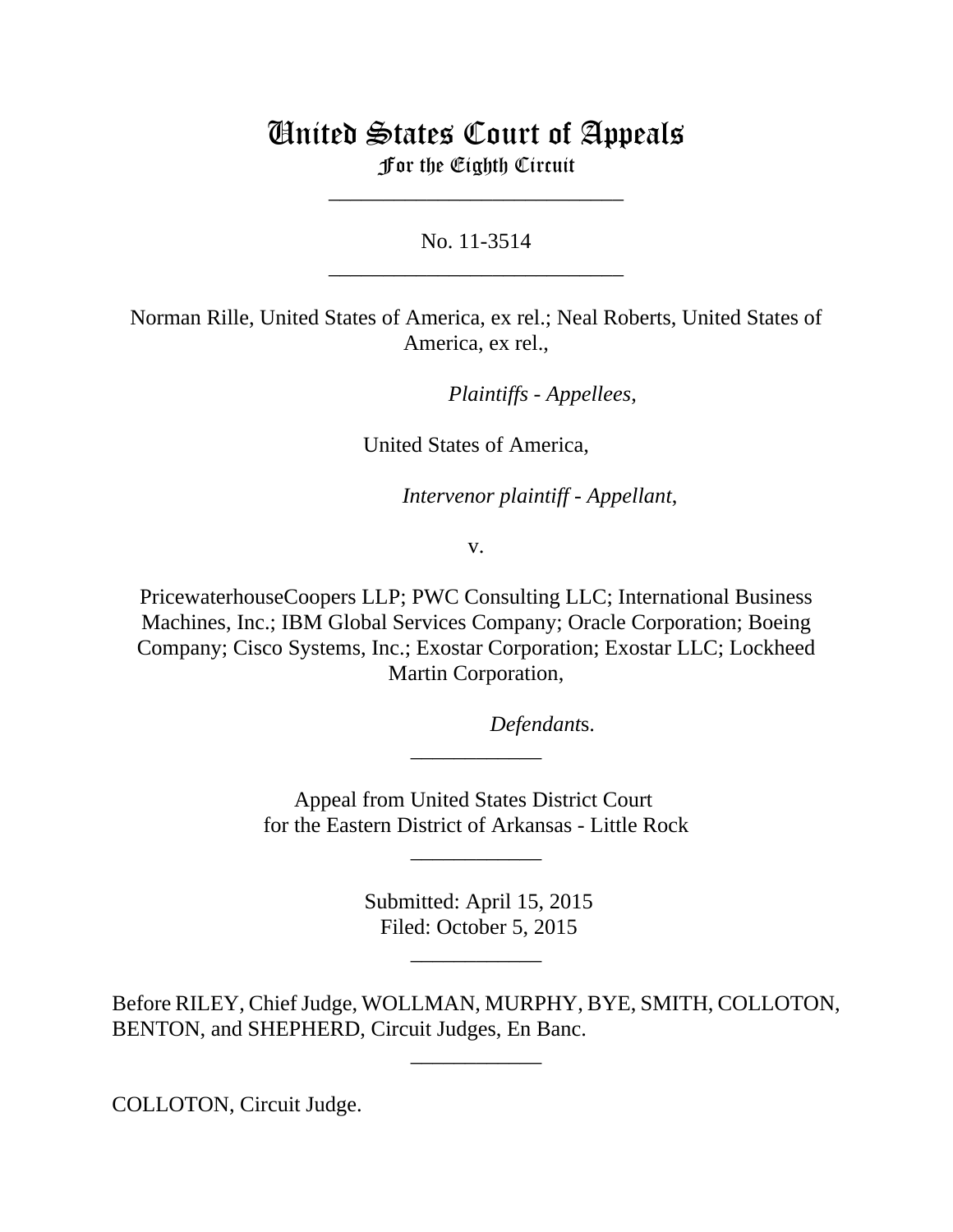# United States Court of Appeals
## For the Eighth Circuit

---

No. 11-3514

---

Norman Rille, United States of America, ex rel.; Neal Roberts, United States of America, ex rel.,

*Plaintiffs - Appellees*,

United States of America,

*Intervenor plaintiff - Appellant*,

v.

PricewaterhouseCoopers LLP; PWC Consulting LLC; International Business Machines, Inc.; IBM Global Services Company; Oracle Corporation; Boeing Company; Cisco Systems, Inc.; Exostar Corporation; Exostar LLC; Lockheed Martin Corporation,

*Defendants*.

---

Appeal from United States District Court
for the Eastern District of Arkansas - Little Rock

---

Submitted: April 15, 2015
Filed: October 5, 2015

---

Before RILEY, Chief Judge, WOLLMAN, MURPHY, BYE, SMITH, COLLOTON, BENTON, and SHEPHERD, Circuit Judges, En Banc.

---

COLLOTON, Circuit Judge.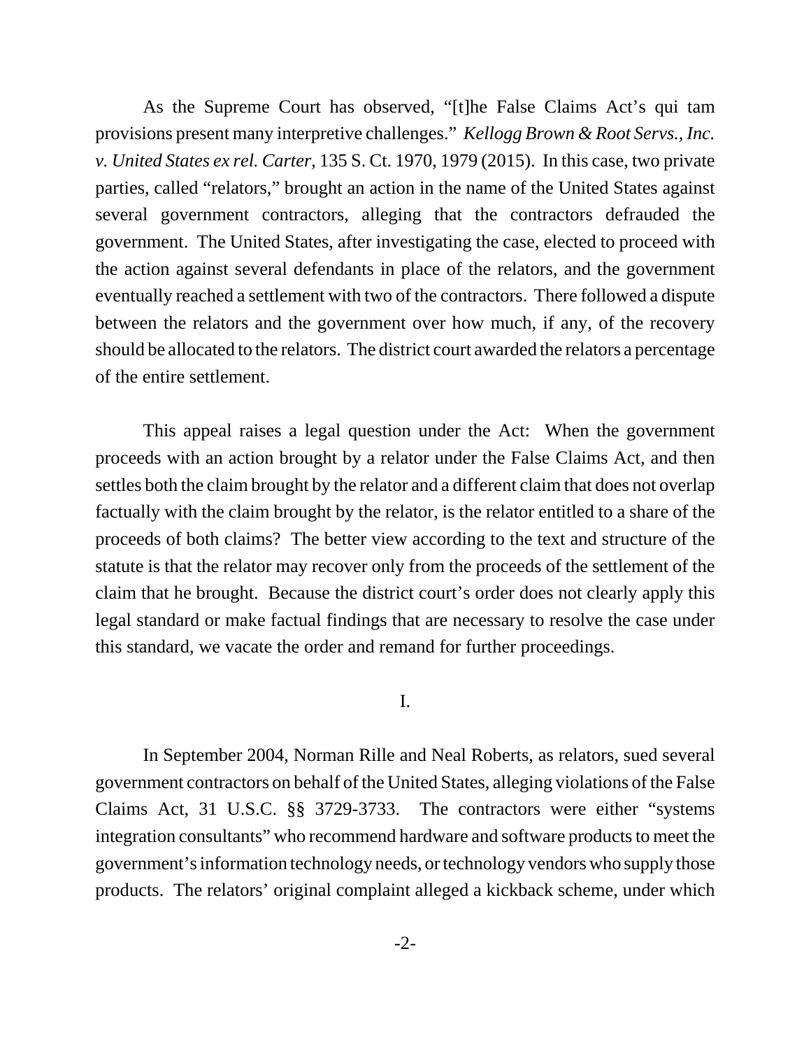As the Supreme Court has observed, "[t]he False Claims Act's qui tam provisions present many interpretive challenges." *Kellogg Brown & Root Servs., Inc. v. United States ex rel. Carter*, 135 S. Ct. 1970, 1979 (2015). In this case, two private parties, called "relators," brought an action in the name of the United States against several government contractors, alleging that the contractors defrauded the government. The United States, after investigating the case, elected to proceed with the action against several defendants in place of the relators, and the government eventually reached a settlement with two of the contractors. There followed a dispute between the relators and the government over how much, if any, of the recovery should be allocated to the relators. The district court awarded the relators a percentage of the entire settlement.

This appeal raises a legal question under the Act: When the government proceeds with an action brought by a relator under the False Claims Act, and then settles both the claim brought by the relator and a different claim that does not overlap factually with the claim brought by the relator, is the relator entitled to a share of the proceeds of both claims? The better view according to the text and structure of the statute is that the relator may recover only from the proceeds of the settlement of the claim that he brought. Because the district court's order does not clearly apply this legal standard or make factual findings that are necessary to resolve the case under this standard, we vacate the order and remand for further proceedings.

## I.

In September 2004, Norman Rille and Neal Roberts, as relators, sued several government contractors on behalf of the United States, alleging violations of the False Claims Act, 31 U.S.C. §§ 3729-3733. The contractors were either "systems integration consultants" who recommend hardware and software products to meet the government's information technology needs, or technology vendors who supply those products. The relators' original complaint alleged a kickback scheme, under which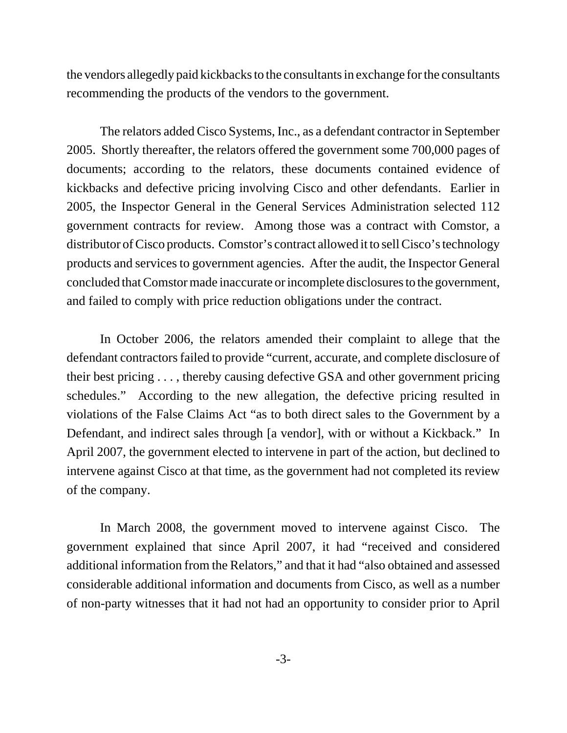the vendors allegedly paid kickbacks to the consultants in exchange for the consultants recommending the products of the vendors to the government.

The relators added Cisco Systems, Inc., as a defendant contractor in September 2005. Shortly thereafter, the relators offered the government some 700,000 pages of documents; according to the relators, these documents contained evidence of kickbacks and defective pricing involving Cisco and other defendants. Earlier in 2005, the Inspector General in the General Services Administration selected 112 government contracts for review. Among those was a contract with Comstor, a distributor of Cisco products. Comstor's contract allowed it to sell Cisco's technology products and services to government agencies. After the audit, the Inspector General concluded that Comstor made inaccurate or incomplete disclosures to the government, and failed to comply with price reduction obligations under the contract.

In October 2006, the relators amended their complaint to allege that the defendant contractors failed to provide "current, accurate, and complete disclosure of their best pricing . . . , thereby causing defective GSA and other government pricing schedules." According to the new allegation, the defective pricing resulted in violations of the False Claims Act "as to both direct sales to the Government by a Defendant, and indirect sales through [a vendor], with or without a Kickback." In April 2007, the government elected to intervene in part of the action, but declined to intervene against Cisco at that time, as the government had not completed its review of the company.

In March 2008, the government moved to intervene against Cisco. The government explained that since April 2007, it had "received and considered additional information from the Relators," and that it had "also obtained and assessed considerable additional information and documents from Cisco, as well as a number of non-party witnesses that it had not had an opportunity to consider prior to April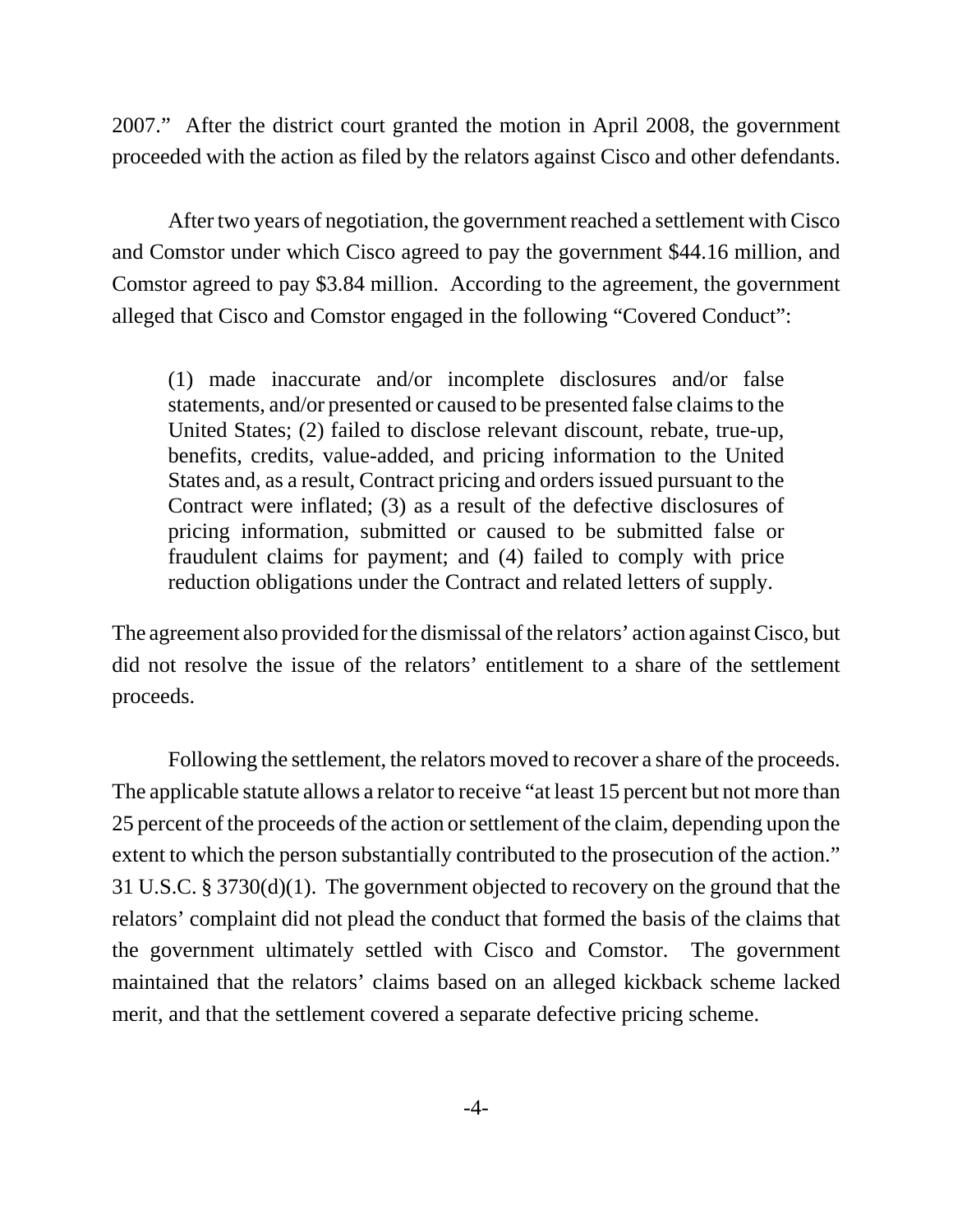2007." After the district court granted the motion in April 2008, the government proceeded with the action as filed by the relators against Cisco and other defendants.

After two years of negotiation, the government reached a settlement with Cisco and Comstor under which Cisco agreed to pay the government $44.16 million, and Comstor agreed to pay $3.84 million. According to the agreement, the government alleged that Cisco and Comstor engaged in the following "Covered Conduct":

> (1) made inaccurate and/or incomplete disclosures and/or false statements, and/or presented or caused to be presented false claims to the United States; (2) failed to disclose relevant discount, rebate, true-up, benefits, credits, value-added, and pricing information to the United States and, as a result, Contract pricing and orders issued pursuant to the Contract were inflated; (3) as a result of the defective disclosures of pricing information, submitted or caused to be submitted false or fraudulent claims for payment; and (4) failed to comply with price reduction obligations under the Contract and related letters of supply.

The agreement also provided for the dismissal of the relators' action against Cisco, but did not resolve the issue of the relators' entitlement to a share of the settlement proceeds.

Following the settlement, the relators moved to recover a share of the proceeds. The applicable statute allows a relator to receive "at least 15 percent but not more than 25 percent of the proceeds of the action or settlement of the claim, depending upon the extent to which the person substantially contributed to the prosecution of the action." 31 U.S.C. § 3730(d)(1). The government objected to recovery on the ground that the relators' complaint did not plead the conduct that formed the basis of the claims that the government ultimately settled with Cisco and Comstor. The government maintained that the relators' claims based on an alleged kickback scheme lacked merit, and that the settlement covered a separate defective pricing scheme.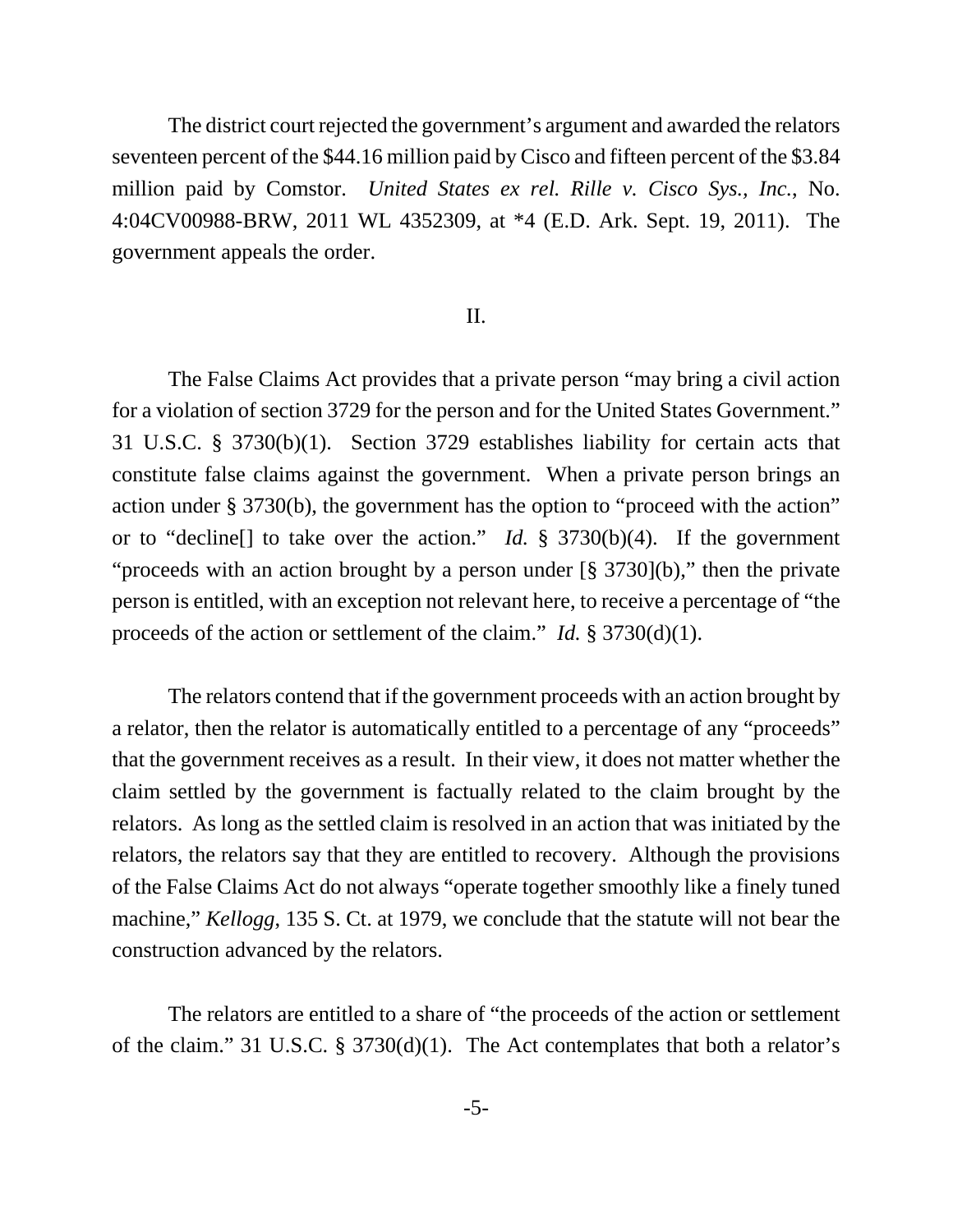The district court rejected the government's argument and awarded the relators seventeen percent of the $44.16 million paid by Cisco and fifteen percent of the $3.84 million paid by Comstor. *United States ex rel. Rille v. Cisco Sys., Inc.*, No. 4:04CV00988-BRW, 2011 WL 4352309, at *4 (E.D. Ark. Sept. 19, 2011). The government appeals the order.

II.

The False Claims Act provides that a private person "may bring a civil action for a violation of section 3729 for the person and for the United States Government." 31 U.S.C. § 3730(b)(1). Section 3729 establishes liability for certain acts that constitute false claims against the government. When a private person brings an action under § 3730(b), the government has the option to "proceed with the action" or to "decline[] to take over the action." *Id.* § 3730(b)(4). If the government "proceeds with an action brought by a person under [§ 3730](b)," then the private person is entitled, with an exception not relevant here, to receive a percentage of "the proceeds of the action or settlement of the claim." *Id.* § 3730(d)(1).

The relators contend that if the government proceeds with an action brought by a relator, then the relator is automatically entitled to a percentage of any "proceeds" that the government receives as a result. In their view, it does not matter whether the claim settled by the government is factually related to the claim brought by the relators. As long as the settled claim is resolved in an action that was initiated by the relators, the relators say that they are entitled to recovery. Although the provisions of the False Claims Act do not always "operate together smoothly like a finely tuned machine," *Kellogg*, 135 S. Ct. at 1979, we conclude that the statute will not bear the construction advanced by the relators.

The relators are entitled to a share of "the proceeds of the action or settlement of the claim." 31 U.S.C. § 3730(d)(1). The Act contemplates that both a relator's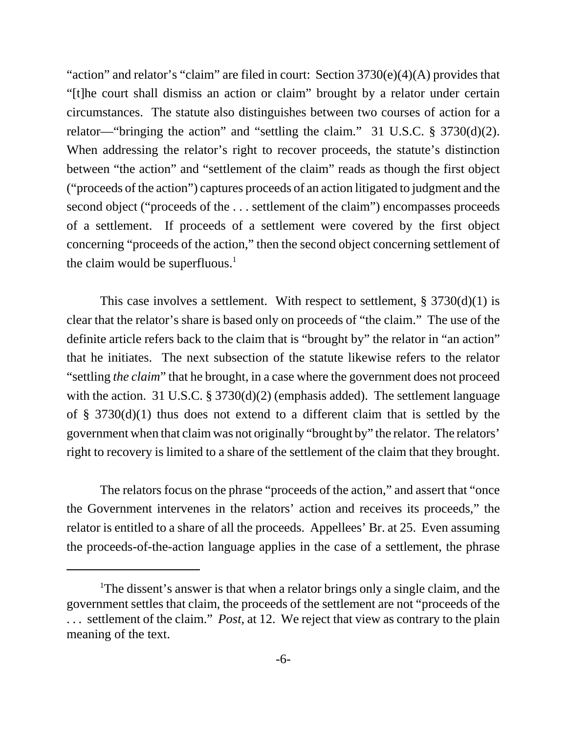"action" and relator's "claim" are filed in court: Section 3730(e)(4)(A) provides that "[t]he court shall dismiss an action or claim" brought by a relator under certain circumstances. The statute also distinguishes between two courses of action for a relator—"bringing the action" and "settling the claim." 31 U.S.C. § 3730(d)(2). When addressing the relator's right to recover proceeds, the statute's distinction between "the action" and "settlement of the claim" reads as though the first object ("proceeds of the action") captures proceeds of an action litigated to judgment and the second object ("proceeds of the . . . settlement of the claim") encompasses proceeds of a settlement. If proceeds of a settlement were covered by the first object concerning "proceeds of the action," then the second object concerning settlement of the claim would be superfluous.[1]

This case involves a settlement. With respect to settlement, § 3730(d)(1) is clear that the relator's share is based only on proceeds of "the claim." The use of the definite article refers back to the claim that is "brought by" the relator in "an action" that he initiates. The next subsection of the statute likewise refers to the relator "settling *the claim*" that he brought, in a case where the government does not proceed with the action. 31 U.S.C. § 3730(d)(2) (emphasis added). The settlement language of § 3730(d)(1) thus does not extend to a different claim that is settled by the government when that claim was not originally "brought by" the relator. The relators' right to recovery is limited to a share of the settlement of the claim that they brought.

The relators focus on the phrase "proceeds of the action," and assert that "once the Government intervenes in the relators' action and receives its proceeds," the relator is entitled to a share of all the proceeds. Appellees' Br. at 25. Even assuming the proceeds-of-the-action language applies in the case of a settlement, the phrase

---

[1]The dissent's answer is that when a relator brings only a single claim, and the government settles that claim, the proceeds of the settlement are not "proceeds of the . . . settlement of the claim." *Post*, at 12. We reject that view as contrary to the plain meaning of the text.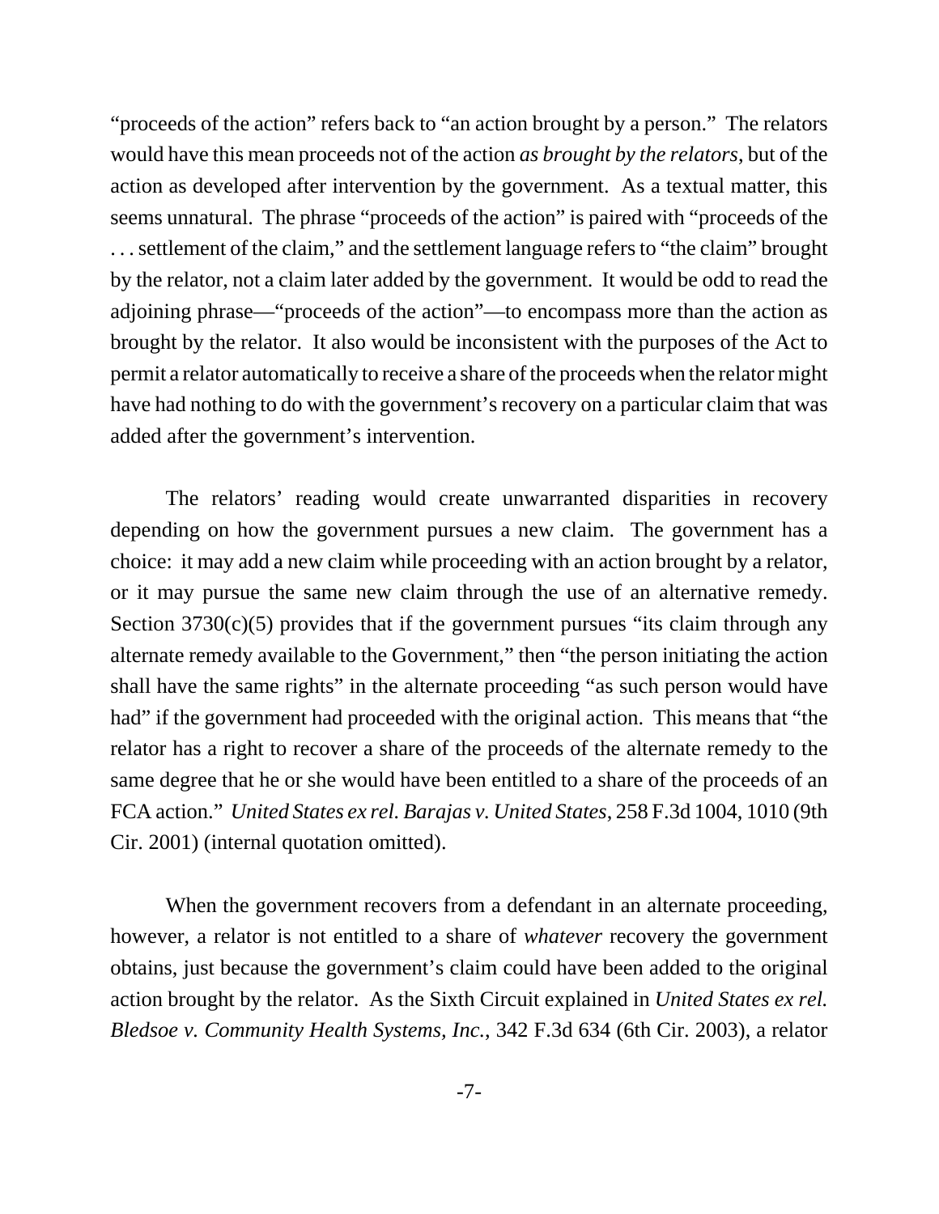"proceeds of the action" refers back to "an action brought by a person." The relators would have this mean proceeds not of the action *as brought by the relators*, but of the action as developed after intervention by the government. As a textual matter, this seems unnatural. The phrase "proceeds of the action" is paired with "proceeds of the . . . settlement of the claim," and the settlement language refers to "the claim" brought by the relator, not a claim later added by the government. It would be odd to read the adjoining phrase—"proceeds of the action"—to encompass more than the action as brought by the relator. It also would be inconsistent with the purposes of the Act to permit a relator automatically to receive a share of the proceeds when the relator might have had nothing to do with the government's recovery on a particular claim that was added after the government's intervention.

The relators' reading would create unwarranted disparities in recovery depending on how the government pursues a new claim. The government has a choice: it may add a new claim while proceeding with an action brought by a relator, or it may pursue the same new claim through the use of an alternative remedy. Section 3730(c)(5) provides that if the government pursues "its claim through any alternate remedy available to the Government," then "the person initiating the action shall have the same rights" in the alternate proceeding "as such person would have had" if the government had proceeded with the original action. This means that "the relator has a right to recover a share of the proceeds of the alternate remedy to the same degree that he or she would have been entitled to a share of the proceeds of an FCA action." *United States ex rel. Barajas v. United States*, 258 F.3d 1004, 1010 (9th Cir. 2001) (internal quotation omitted).

When the government recovers from a defendant in an alternate proceeding, however, a relator is not entitled to a share of *whatever* recovery the government obtains, just because the government's claim could have been added to the original action brought by the relator. As the Sixth Circuit explained in *United States ex rel. Bledsoe v. Community Health Systems, Inc.*, 342 F.3d 634 (6th Cir. 2003), a relator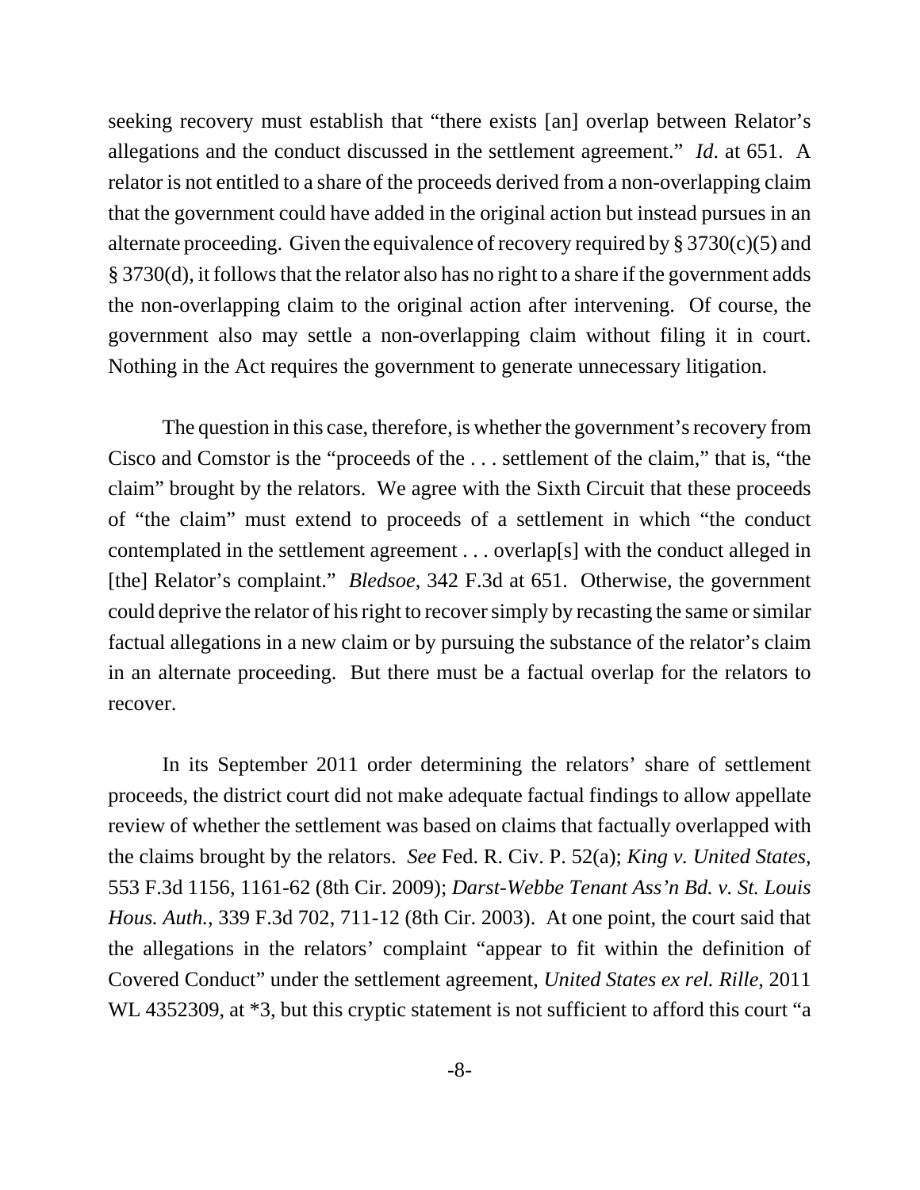seeking recovery must establish that "there exists [an] overlap between Relator's allegations and the conduct discussed in the settlement agreement." *Id*. at 651. A relator is not entitled to a share of the proceeds derived from a non-overlapping claim that the government could have added in the original action but instead pursues in an alternate proceeding. Given the equivalence of recovery required by § 3730(c)(5) and § 3730(d), it follows that the relator also has no right to a share if the government adds the non-overlapping claim to the original action after intervening. Of course, the government also may settle a non-overlapping claim without filing it in court. Nothing in the Act requires the government to generate unnecessary litigation.

The question in this case, therefore, is whether the government's recovery from Cisco and Comstor is the "proceeds of the . . . settlement of the claim," that is, "the claim" brought by the relators. We agree with the Sixth Circuit that these proceeds of "the claim" must extend to proceeds of a settlement in which "the conduct contemplated in the settlement agreement . . . overlap[s] with the conduct alleged in [the] Relator's complaint." *Bledsoe*, 342 F.3d at 651. Otherwise, the government could deprive the relator of his right to recover simply by recasting the same or similar factual allegations in a new claim or by pursuing the substance of the relator's claim in an alternate proceeding. But there must be a factual overlap for the relators to recover.

In its September 2011 order determining the relators' share of settlement proceeds, the district court did not make adequate factual findings to allow appellate review of whether the settlement was based on claims that factually overlapped with the claims brought by the relators. *See* Fed. R. Civ. P. 52(a); *King v. United States*, 553 F.3d 1156, 1161-62 (8th Cir. 2009); *Darst-Webbe Tenant Ass'n Bd. v. St. Louis Hous. Auth.*, 339 F.3d 702, 711-12 (8th Cir. 2003). At one point, the court said that the allegations in the relators' complaint "appear to fit within the definition of Covered Conduct" under the settlement agreement, *United States ex rel. Rille*, 2011 WL 4352309, at *3, but this cryptic statement is not sufficient to afford this court "a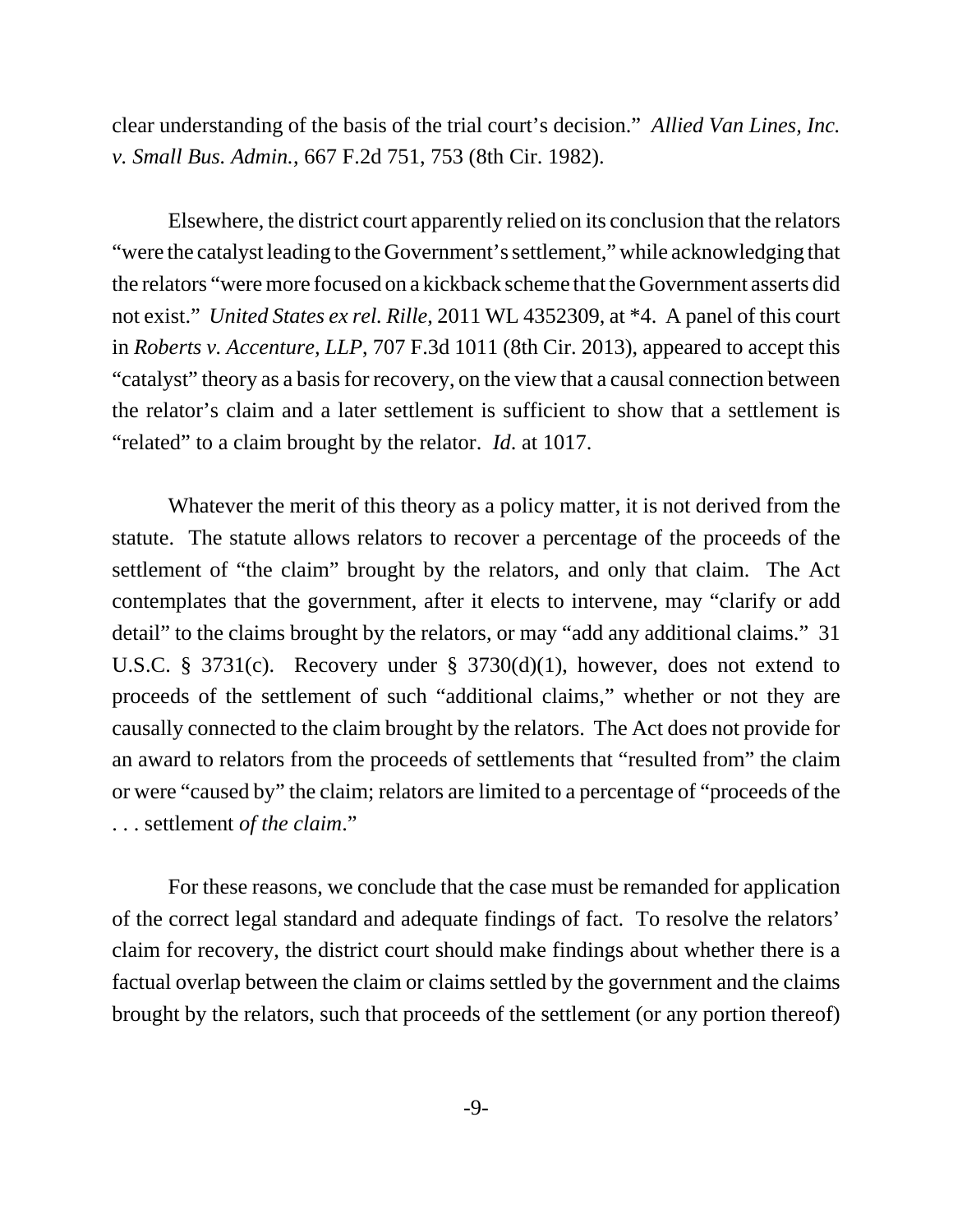clear understanding of the basis of the trial court's decision." *Allied Van Lines, Inc. v. Small Bus. Admin.*, 667 F.2d 751, 753 (8th Cir. 1982).

Elsewhere, the district court apparently relied on its conclusion that the relators "were the catalyst leading to the Government's settlement," while acknowledging that the relators "were more focused on a kickback scheme that the Government asserts did not exist." *United States ex rel. Rille*, 2011 WL 4352309, at *4. A panel of this court in *Roberts v. Accenture, LLP*, 707 F.3d 1011 (8th Cir. 2013), appeared to accept this "catalyst" theory as a basis for recovery, on the view that a causal connection between the relator's claim and a later settlement is sufficient to show that a settlement is "related" to a claim brought by the relator. *Id*. at 1017.

Whatever the merit of this theory as a policy matter, it is not derived from the statute. The statute allows relators to recover a percentage of the proceeds of the settlement of "the claim" brought by the relators, and only that claim. The Act contemplates that the government, after it elects to intervene, may "clarify or add detail" to the claims brought by the relators, or may "add any additional claims." 31 U.S.C. § 3731(c). Recovery under § 3730(d)(1), however, does not extend to proceeds of the settlement of such "additional claims," whether or not they are causally connected to the claim brought by the relators. The Act does not provide for an award to relators from the proceeds of settlements that "resulted from" the claim or were "caused by" the claim; relators are limited to a percentage of "proceeds of the . . . settlement *of the claim*."

For these reasons, we conclude that the case must be remanded for application of the correct legal standard and adequate findings of fact. To resolve the relators' claim for recovery, the district court should make findings about whether there is a factual overlap between the claim or claims settled by the government and the claims brought by the relators, such that proceeds of the settlement (or any portion thereof)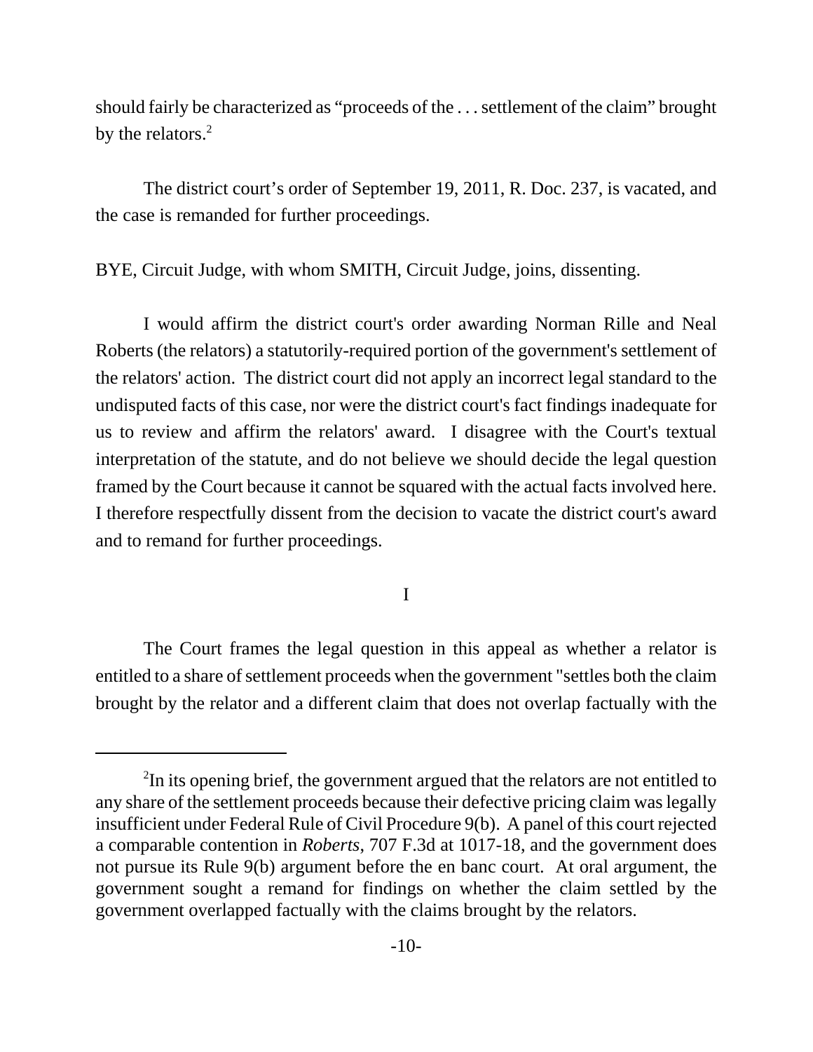should fairly be characterized as "proceeds of the . . . settlement of the claim" brought by the relators.[2]

The district court's order of September 19, 2011, R. Doc. 237, is vacated, and the case is remanded for further proceedings.

BYE, Circuit Judge, with whom SMITH, Circuit Judge, joins, dissenting.

I would affirm the district court's order awarding Norman Rille and Neal Roberts (the relators) a statutorily-required portion of the government's settlement of the relators' action. The district court did not apply an incorrect legal standard to the undisputed facts of this case, nor were the district court's fact findings inadequate for us to review and affirm the relators' award. I disagree with the Court's textual interpretation of the statute, and do not believe we should decide the legal question framed by the Court because it cannot be squared with the actual facts involved here. I therefore respectfully dissent from the decision to vacate the district court's award and to remand for further proceedings.

I

The Court frames the legal question in this appeal as whether a relator is entitled to a share of settlement proceeds when the government "settles both the claim brought by the relator and a different claim that does not overlap factually with the

---

[2]In its opening brief, the government argued that the relators are not entitled to any share of the settlement proceeds because their defective pricing claim was legally insufficient under Federal Rule of Civil Procedure 9(b). A panel of this court rejected a comparable contention in *Roberts*, 707 F.3d at 1017-18, and the government does not pursue its Rule 9(b) argument before the en banc court. At oral argument, the government sought a remand for findings on whether the claim settled by the government overlapped factually with the claims brought by the relators.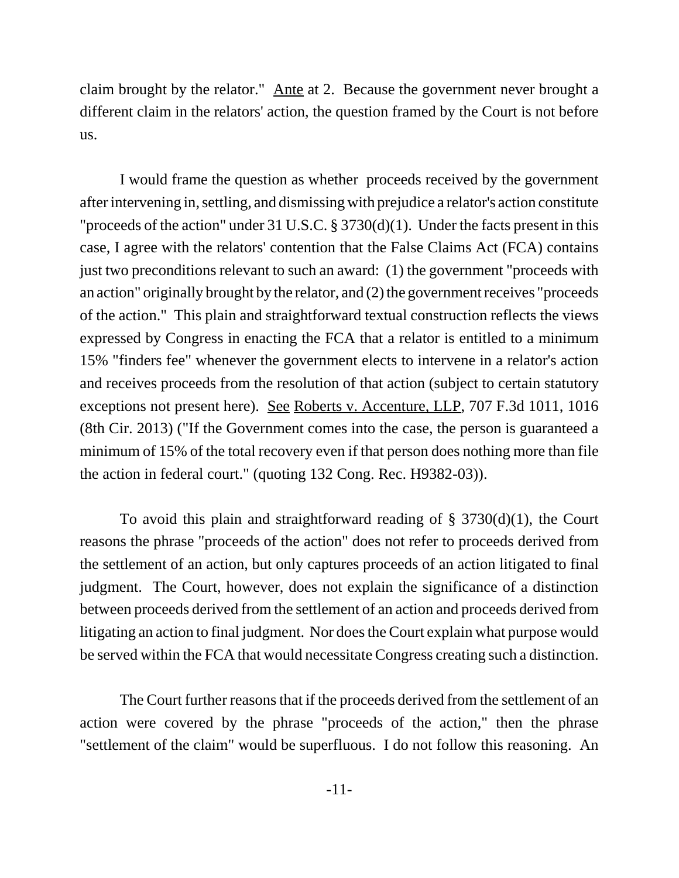claim brought by the relator." Ante at 2. Because the government never brought a different claim in the relators' action, the question framed by the Court is not before us.

I would frame the question as whether proceeds received by the government after intervening in, settling, and dismissing with prejudice a relator's action constitute "proceeds of the action" under 31 U.S.C. § 3730(d)(1). Under the facts present in this case, I agree with the relators' contention that the False Claims Act (FCA) contains just two preconditions relevant to such an award: (1) the government "proceeds with an action" originally brought by the relator, and (2) the government receives "proceeds of the action." This plain and straightforward textual construction reflects the views expressed by Congress in enacting the FCA that a relator is entitled to a minimum 15% "finders fee" whenever the government elects to intervene in a relator's action and receives proceeds from the resolution of that action (subject to certain statutory exceptions not present here). See Roberts v. Accenture, LLP, 707 F.3d 1011, 1016 (8th Cir. 2013) ("If the Government comes into the case, the person is guaranteed a minimum of 15% of the total recovery even if that person does nothing more than file the action in federal court." (quoting 132 Cong. Rec. H9382-03)).

To avoid this plain and straightforward reading of § 3730(d)(1), the Court reasons the phrase "proceeds of the action" does not refer to proceeds derived from the settlement of an action, but only captures proceeds of an action litigated to final judgment. The Court, however, does not explain the significance of a distinction between proceeds derived from the settlement of an action and proceeds derived from litigating an action to final judgment. Nor does the Court explain what purpose would be served within the FCA that would necessitate Congress creating such a distinction.

The Court further reasons that if the proceeds derived from the settlement of an action were covered by the phrase "proceeds of the action," then the phrase "settlement of the claim" would be superfluous. I do not follow this reasoning. An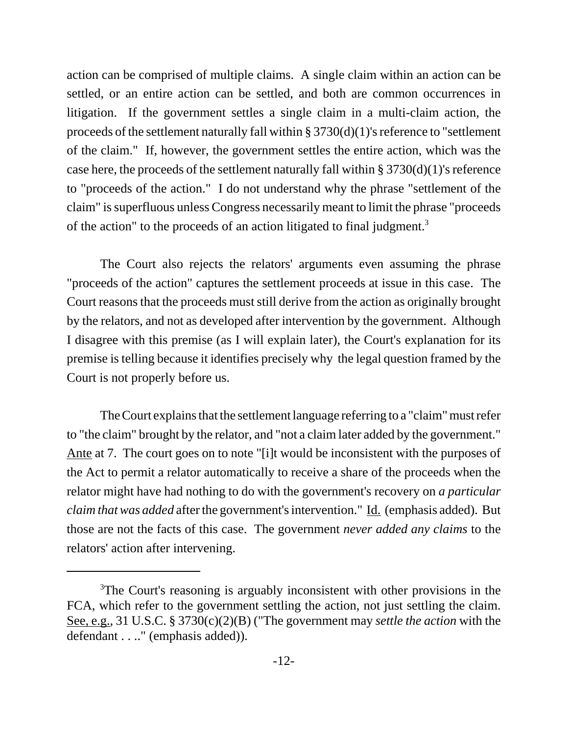action can be comprised of multiple claims. A single claim within an action can be settled, or an entire action can be settled, and both are common occurrences in litigation. If the government settles a single claim in a multi-claim action, the proceeds of the settlement naturally fall within § 3730(d)(1)'s reference to "settlement of the claim." If, however, the government settles the entire action, which was the case here, the proceeds of the settlement naturally fall within § 3730(d)(1)'s reference to "proceeds of the action." I do not understand why the phrase "settlement of the claim" is superfluous unless Congress necessarily meant to limit the phrase "proceeds of the action" to the proceeds of an action litigated to final judgment.[3]

The Court also rejects the relators' arguments even assuming the phrase "proceeds of the action" captures the settlement proceeds at issue in this case. The Court reasons that the proceeds must still derive from the action as originally brought by the relators, and not as developed after intervention by the government. Although I disagree with this premise (as I will explain later), the Court's explanation for its premise is telling because it identifies precisely why the legal question framed by the Court is not properly before us.

The Court explains that the settlement language referring to a "claim" must refer to "the claim" brought by the relator, and "not a claim later added by the government." Ante at 7. The court goes on to note "[i]t would be inconsistent with the purposes of the Act to permit a relator automatically to receive a share of the proceeds when the relator might have had nothing to do with the government's recovery on *a particular claim that was added* after the government's intervention." Id. (emphasis added). But those are not the facts of this case. The government *never added any claims* to the relators' action after intervening.

---

[3] The Court's reasoning is arguably inconsistent with other provisions in the FCA, which refer to the government settling the action, not just settling the claim. See, e.g., 31 U.S.C. § 3730(c)(2)(B) ("The government may *settle the action* with the defendant . . .." (emphasis added)).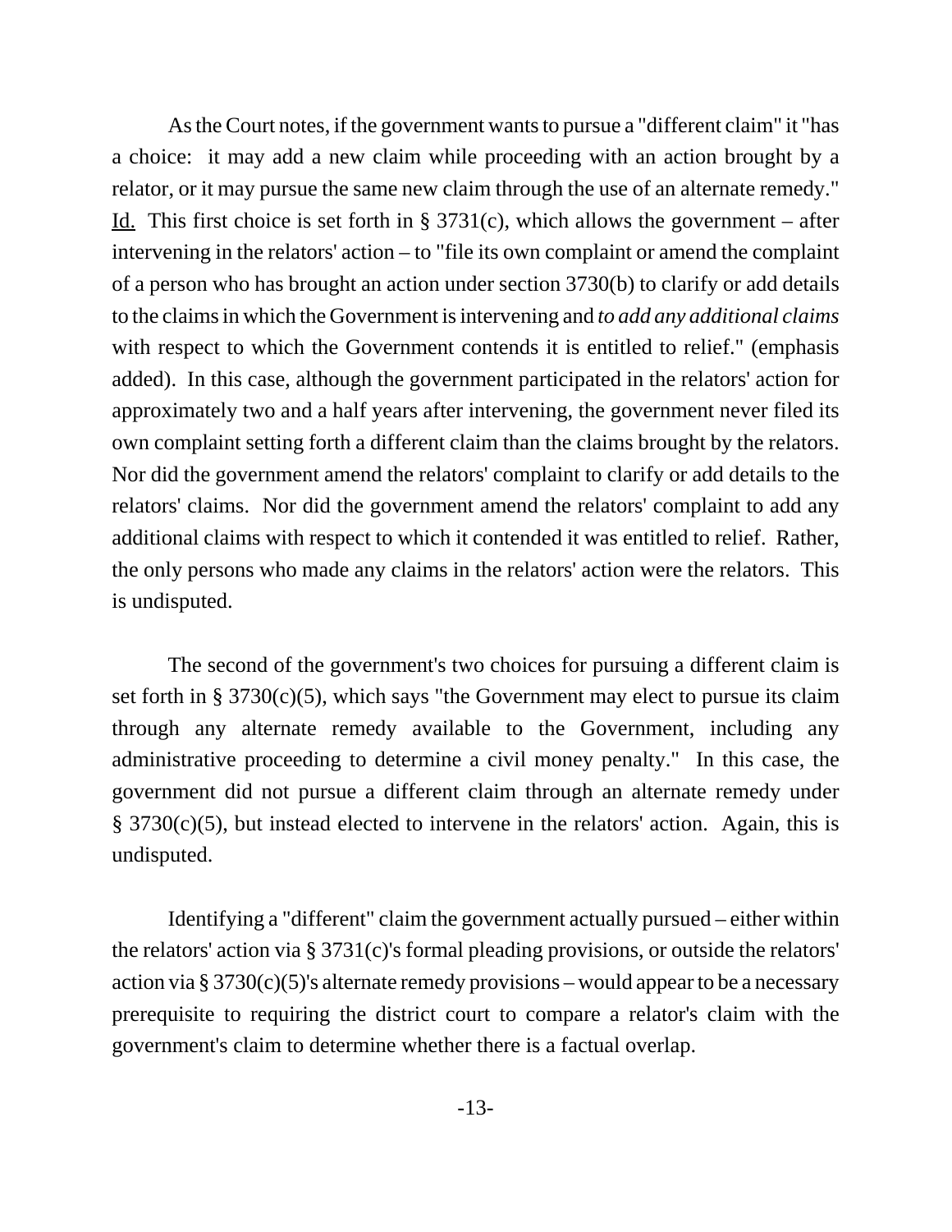As the Court notes, if the government wants to pursue a "different claim" it "has a choice: it may add a new claim while proceeding with an action brought by a relator, or it may pursue the same new claim through the use of an alternate remedy." Id. This first choice is set forth in § 3731(c), which allows the government – after intervening in the relators' action – to "file its own complaint or amend the complaint of a person who has brought an action under section 3730(b) to clarify or add details to the claims in which the Government is intervening and *to add any additional claims* with respect to which the Government contends it is entitled to relief." (emphasis added). In this case, although the government participated in the relators' action for approximately two and a half years after intervening, the government never filed its own complaint setting forth a different claim than the claims brought by the relators. Nor did the government amend the relators' complaint to clarify or add details to the relators' claims. Nor did the government amend the relators' complaint to add any additional claims with respect to which it contended it was entitled to relief. Rather, the only persons who made any claims in the relators' action were the relators. This is undisputed.

The second of the government's two choices for pursuing a different claim is set forth in § 3730(c)(5), which says "the Government may elect to pursue its claim through any alternate remedy available to the Government, including any administrative proceeding to determine a civil money penalty." In this case, the government did not pursue a different claim through an alternate remedy under § 3730(c)(5), but instead elected to intervene in the relators' action. Again, this is undisputed.

Identifying a "different" claim the government actually pursued – either within the relators' action via § 3731(c)'s formal pleading provisions, or outside the relators' action via § 3730(c)(5)'s alternate remedy provisions – would appear to be a necessary prerequisite to requiring the district court to compare a relator's claim with the government's claim to determine whether there is a factual overlap.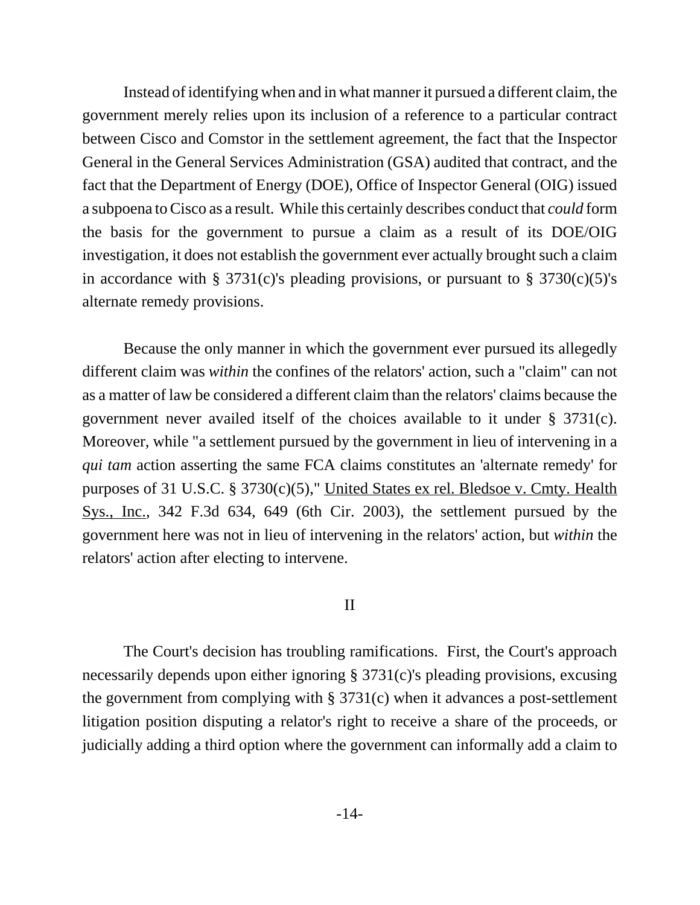Instead of identifying when and in what manner it pursued a different claim, the government merely relies upon its inclusion of a reference to a particular contract between Cisco and Comstor in the settlement agreement, the fact that the Inspector General in the General Services Administration (GSA) audited that contract, and the fact that the Department of Energy (DOE), Office of Inspector General (OIG) issued a subpoena to Cisco as a result. While this certainly describes conduct that *could* form the basis for the government to pursue a claim as a result of its DOE/OIG investigation, it does not establish the government ever actually brought such a claim in accordance with § 3731(c)'s pleading provisions, or pursuant to § 3730(c)(5)'s alternate remedy provisions.

Because the only manner in which the government ever pursued its allegedly different claim was *within* the confines of the relators' action, such a "claim" can not as a matter of law be considered a different claim than the relators' claims because the government never availed itself of the choices available to it under § 3731(c). Moreover, while "a settlement pursued by the government in lieu of intervening in a *qui tam* action asserting the same FCA claims constitutes an 'alternate remedy' for purposes of 31 U.S.C. § 3730(c)(5)," United States ex rel. Bledsoe v. Cmty. Health Sys., Inc., 342 F.3d 634, 649 (6th Cir. 2003), the settlement pursued by the government here was not in lieu of intervening in the relators' action, but *within* the relators' action after electing to intervene.

## II

The Court's decision has troubling ramifications. First, the Court's approach necessarily depends upon either ignoring § 3731(c)'s pleading provisions, excusing the government from complying with § 3731(c) when it advances a post-settlement litigation position disputing a relator's right to receive a share of the proceeds, or judicially adding a third option where the government can informally add a claim to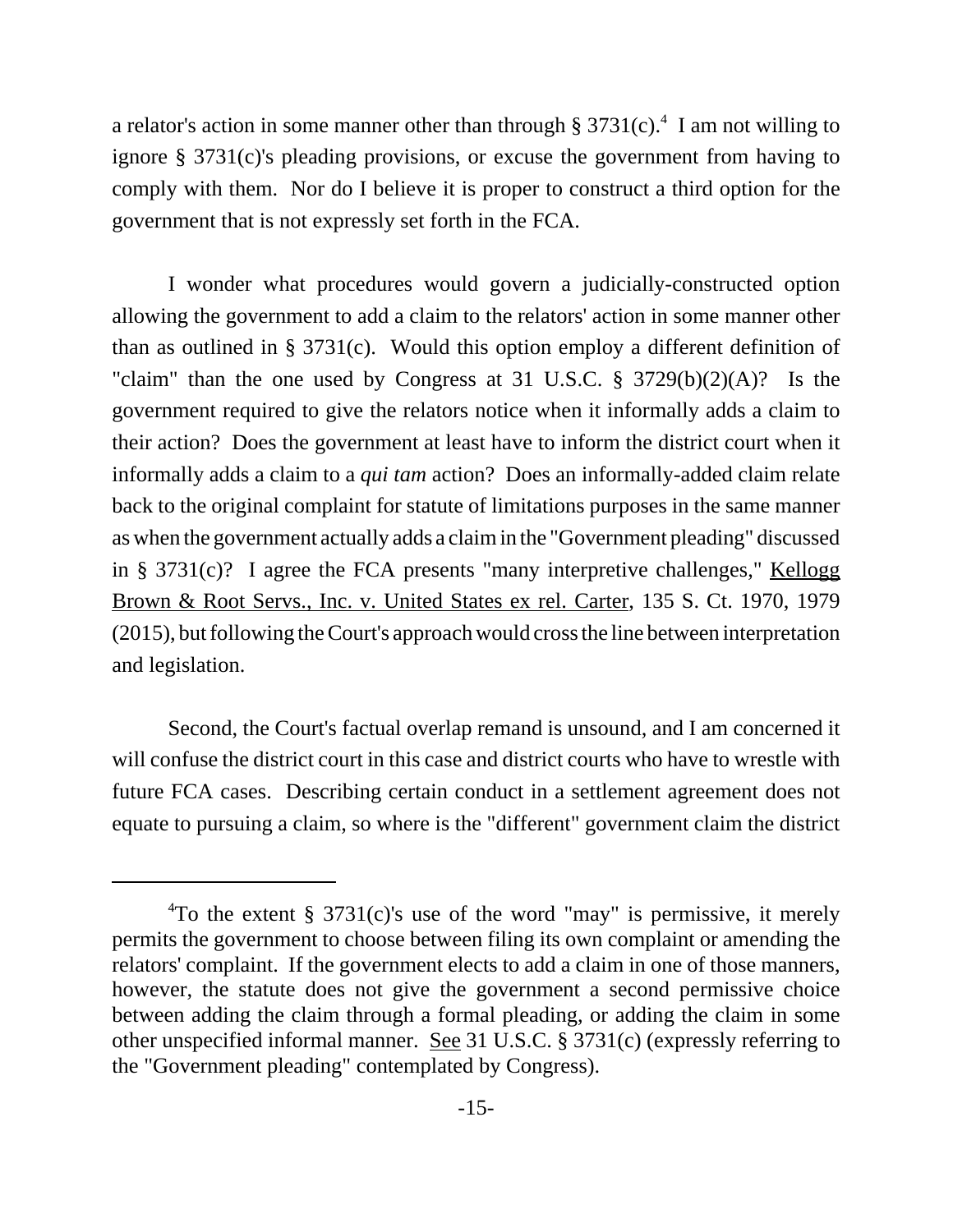a relator's action in some manner other than through § 3731(c).[4] I am not willing to ignore § 3731(c)'s pleading provisions, or excuse the government from having to comply with them. Nor do I believe it is proper to construct a third option for the government that is not expressly set forth in the FCA.

I wonder what procedures would govern a judicially-constructed option allowing the government to add a claim to the relators' action in some manner other than as outlined in § 3731(c). Would this option employ a different definition of "claim" than the one used by Congress at 31 U.S.C. § 3729(b)(2)(A)? Is the government required to give the relators notice when it informally adds a claim to their action? Does the government at least have to inform the district court when it informally adds a claim to a *qui tam* action? Does an informally-added claim relate back to the original complaint for statute of limitations purposes in the same manner as when the government actually adds a claim in the "Government pleading" discussed in § 3731(c)? I agree the FCA presents "many interpretive challenges," Kellogg Brown & Root Servs., Inc. v. United States ex rel. Carter, 135 S. Ct. 1970, 1979 (2015), but following the Court's approach would cross the line between interpretation and legislation.

Second, the Court's factual overlap remand is unsound, and I am concerned it will confuse the district court in this case and district courts who have to wrestle with future FCA cases. Describing certain conduct in a settlement agreement does not equate to pursuing a claim, so where is the "different" government claim the district

---

[4] To the extent § 3731(c)'s use of the word "may" is permissive, it merely permits the government to choose between filing its own complaint or amending the relators' complaint. If the government elects to add a claim in one of those manners, however, the statute does not give the government a second permissive choice between adding the claim through a formal pleading, or adding the claim in some other unspecified informal manner. See 31 U.S.C. § 3731(c) (expressly referring to the "Government pleading" contemplated by Congress).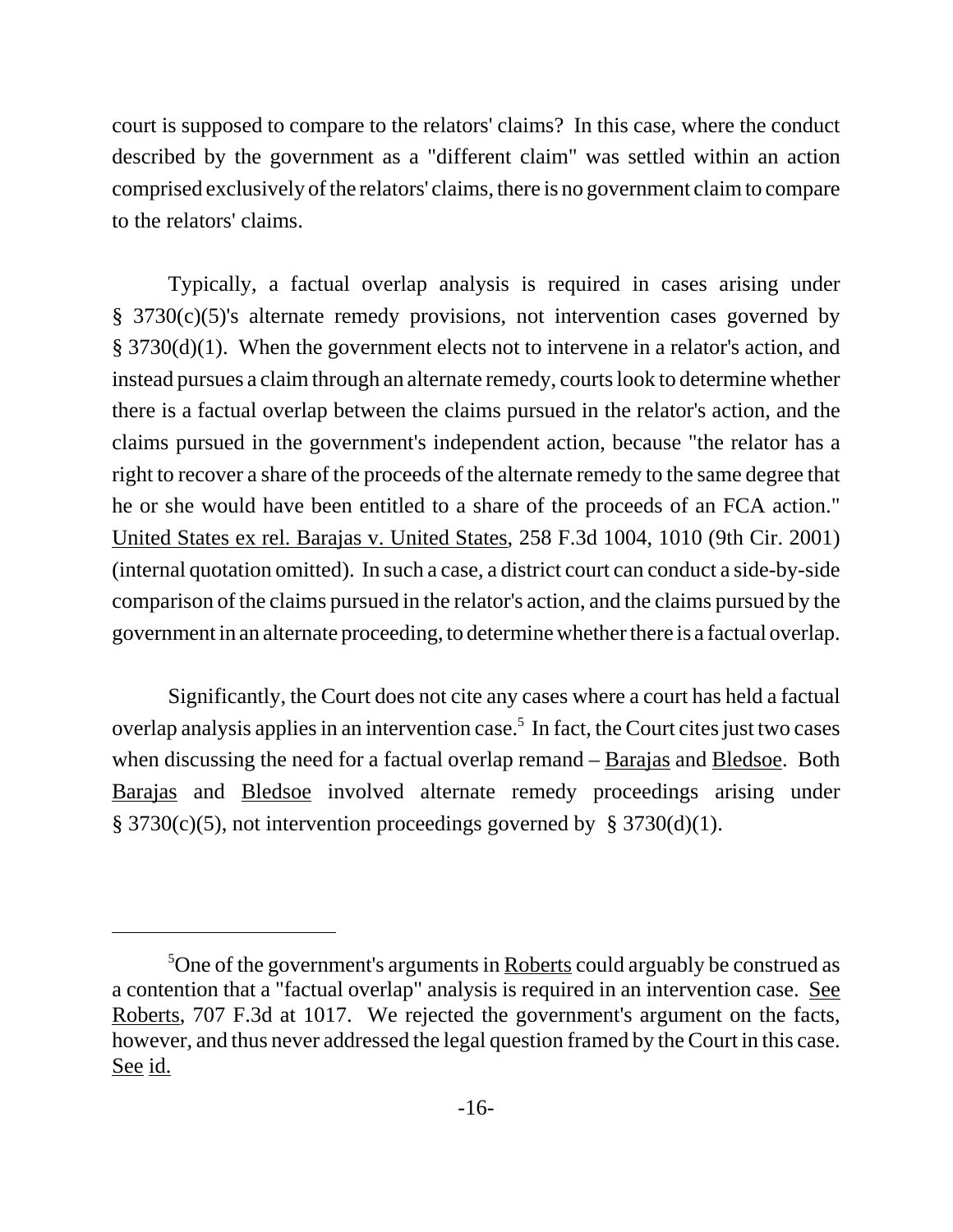court is supposed to compare to the relators' claims? In this case, where the conduct described by the government as a "different claim" was settled within an action comprised exclusively of the relators' claims, there is no government claim to compare to the relators' claims.

Typically, a factual overlap analysis is required in cases arising under § 3730(c)(5)'s alternate remedy provisions, not intervention cases governed by § 3730(d)(1). When the government elects not to intervene in a relator's action, and instead pursues a claim through an alternate remedy, courts look to determine whether there is a factual overlap between the claims pursued in the relator's action, and the claims pursued in the government's independent action, because "the relator has a right to recover a share of the proceeds of the alternate remedy to the same degree that he or she would have been entitled to a share of the proceeds of an FCA action." United States ex rel. Barajas v. United States, 258 F.3d 1004, 1010 (9th Cir. 2001) (internal quotation omitted). In such a case, a district court can conduct a side-by-side comparison of the claims pursued in the relator's action, and the claims pursued by the government in an alternate proceeding, to determine whether there is a factual overlap.

Significantly, the Court does not cite any cases where a court has held a factual overlap analysis applies in an intervention case.[5] In fact, the Court cites just two cases when discussing the need for a factual overlap remand – Barajas and Bledsoe. Both Barajas and Bledsoe involved alternate remedy proceedings arising under § 3730(c)(5), not intervention proceedings governed by § 3730(d)(1).

---

[5] One of the government's arguments in Roberts could arguably be construed as a contention that a "factual overlap" analysis is required in an intervention case. See Roberts, 707 F.3d at 1017. We rejected the government's argument on the facts, however, and thus never addressed the legal question framed by the Court in this case. See id.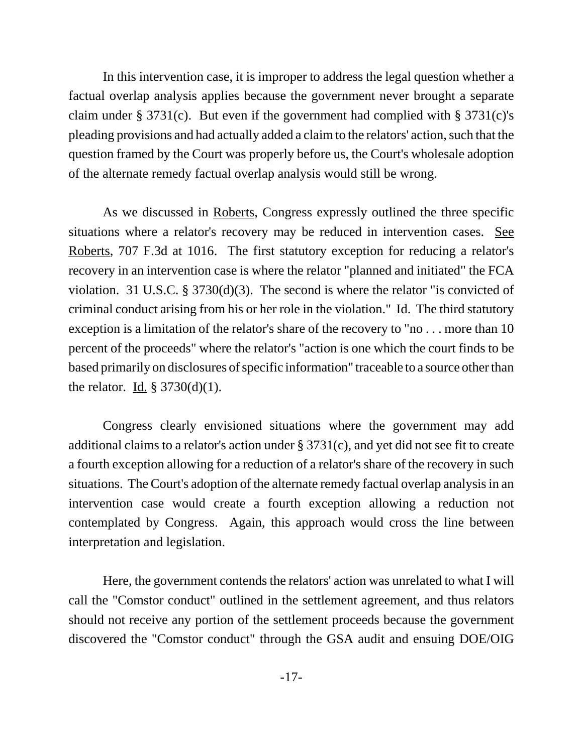In this intervention case, it is improper to address the legal question whether a factual overlap analysis applies because the government never brought a separate claim under § 3731(c). But even if the government had complied with § 3731(c)'s pleading provisions and had actually added a claim to the relators' action, such that the question framed by the Court was properly before us, the Court's wholesale adoption of the alternate remedy factual overlap analysis would still be wrong.

As we discussed in Roberts, Congress expressly outlined the three specific situations where a relator's recovery may be reduced in intervention cases. See Roberts, 707 F.3d at 1016. The first statutory exception for reducing a relator's recovery in an intervention case is where the relator "planned and initiated" the FCA violation. 31 U.S.C. § 3730(d)(3). The second is where the relator "is convicted of criminal conduct arising from his or her role in the violation." Id. The third statutory exception is a limitation of the relator's share of the recovery to "no . . . more than 10 percent of the proceeds" where the relator's "action is one which the court finds to be based primarily on disclosures of specific information" traceable to a source other than the relator. Id. § 3730(d)(1).

Congress clearly envisioned situations where the government may add additional claims to a relator's action under § 3731(c), and yet did not see fit to create a fourth exception allowing for a reduction of a relator's share of the recovery in such situations. The Court's adoption of the alternate remedy factual overlap analysis in an intervention case would create a fourth exception allowing a reduction not contemplated by Congress. Again, this approach would cross the line between interpretation and legislation.

Here, the government contends the relators' action was unrelated to what I will call the "Comstor conduct" outlined in the settlement agreement, and thus relators should not receive any portion of the settlement proceeds because the government discovered the "Comstor conduct" through the GSA audit and ensuing DOE/OIG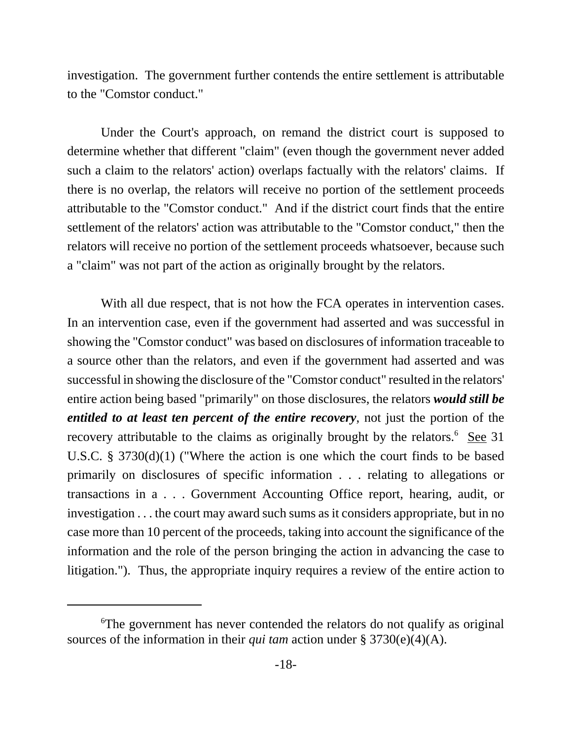investigation. The government further contends the entire settlement is attributable to the "Comstor conduct."

Under the Court's approach, on remand the district court is supposed to determine whether that different "claim" (even though the government never added such a claim to the relators' action) overlaps factually with the relators' claims. If there is no overlap, the relators will receive no portion of the settlement proceeds attributable to the "Comstor conduct." And if the district court finds that the entire settlement of the relators' action was attributable to the "Comstor conduct," then the relators will receive no portion of the settlement proceeds whatsoever, because such a "claim" was not part of the action as originally brought by the relators.

With all due respect, that is not how the FCA operates in intervention cases. In an intervention case, even if the government had asserted and was successful in showing the "Comstor conduct" was based on disclosures of information traceable to a source other than the relators, and even if the government had asserted and was successful in showing the disclosure of the "Comstor conduct" resulted in the relators' entire action being based "primarily" on those disclosures, the relators ***would still be entitled to at least ten percent of the entire recovery***, not just the portion of the recovery attributable to the claims as originally brought by the relators.[6] See 31 U.S.C. § 3730(d)(1) ("Where the action is one which the court finds to be based primarily on disclosures of specific information . . . relating to allegations or transactions in a . . . Government Accounting Office report, hearing, audit, or investigation . . . the court may award such sums as it considers appropriate, but in no case more than 10 percent of the proceeds, taking into account the significance of the information and the role of the person bringing the action in advancing the case to litigation."). Thus, the appropriate inquiry requires a review of the entire action to

---

[6]The government has never contended the relators do not qualify as original sources of the information in their *qui tam* action under § 3730(e)(4)(A).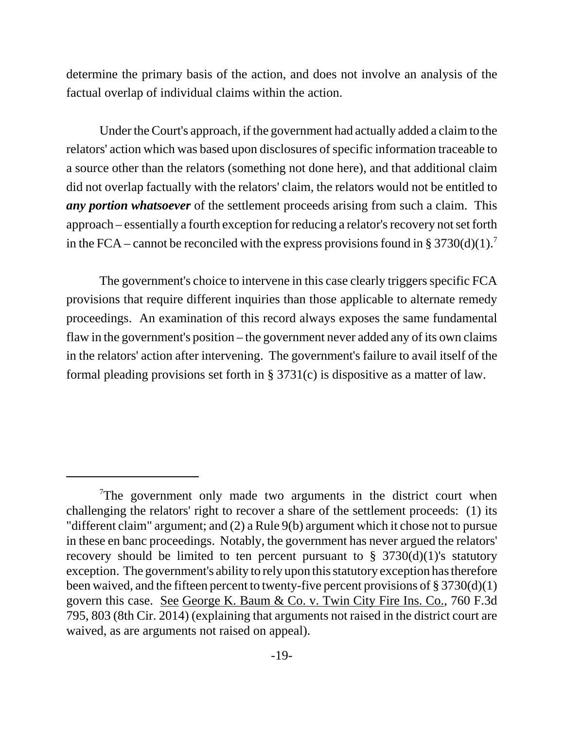determine the primary basis of the action, and does not involve an analysis of the factual overlap of individual claims within the action.

Under the Court's approach, if the government had actually added a claim to the relators' action which was based upon disclosures of specific information traceable to a source other than the relators (something not done here), and that additional claim did not overlap factually with the relators' claim, the relators would not be entitled to ***any portion whatsoever*** of the settlement proceeds arising from such a claim. This approach – essentially a fourth exception for reducing a relator's recovery not set forth in the FCA – cannot be reconciled with the express provisions found in § 3730(d)(1).[7]

The government's choice to intervene in this case clearly triggers specific FCA provisions that require different inquiries than those applicable to alternate remedy proceedings. An examination of this record always exposes the same fundamental flaw in the government's position – the government never added any of its own claims in the relators' action after intervening. The government's failure to avail itself of the formal pleading provisions set forth in § 3731(c) is dispositive as a matter of law.

---

[7]The government only made two arguments in the district court when challenging the relators' right to recover a share of the settlement proceeds: (1) its "different claim" argument; and (2) a Rule 9(b) argument which it chose not to pursue in these en banc proceedings. Notably, the government has never argued the relators' recovery should be limited to ten percent pursuant to § 3730(d)(1)'s statutory exception. The government's ability to rely upon this statutory exception has therefore been waived, and the fifteen percent to twenty-five percent provisions of § 3730(d)(1) govern this case. See George K. Baum & Co. v. Twin City Fire Ins. Co., 760 F.3d 795, 803 (8th Cir. 2014) (explaining that arguments not raised in the district court are waived, as are arguments not raised on appeal).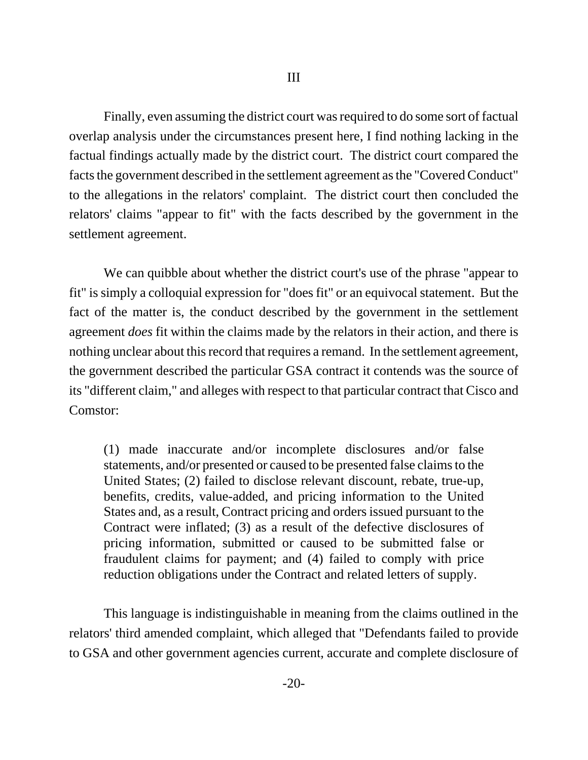# III

Finally, even assuming the district court was required to do some sort of factual overlap analysis under the circumstances present here, I find nothing lacking in the factual findings actually made by the district court. The district court compared the facts the government described in the settlement agreement as the "Covered Conduct" to the allegations in the relators' complaint. The district court then concluded the relators' claims "appear to fit" with the facts described by the government in the settlement agreement.

We can quibble about whether the district court's use of the phrase "appear to fit" is simply a colloquial expression for "does fit" or an equivocal statement. But the fact of the matter is, the conduct described by the government in the settlement agreement *does* fit within the claims made by the relators in their action, and there is nothing unclear about this record that requires a remand. In the settlement agreement, the government described the particular GSA contract it contends was the source of its "different claim," and alleges with respect to that particular contract that Cisco and Comstor:

> (1) made inaccurate and/or incomplete disclosures and/or false statements, and/or presented or caused to be presented false claims to the United States; (2) failed to disclose relevant discount, rebate, true-up, benefits, credits, value-added, and pricing information to the United States and, as a result, Contract pricing and orders issued pursuant to the Contract were inflated; (3) as a result of the defective disclosures of pricing information, submitted or caused to be submitted false or fraudulent claims for payment; and (4) failed to comply with price reduction obligations under the Contract and related letters of supply.

This language is indistinguishable in meaning from the claims outlined in the relators' third amended complaint, which alleged that "Defendants failed to provide to GSA and other government agencies current, accurate and complete disclosure of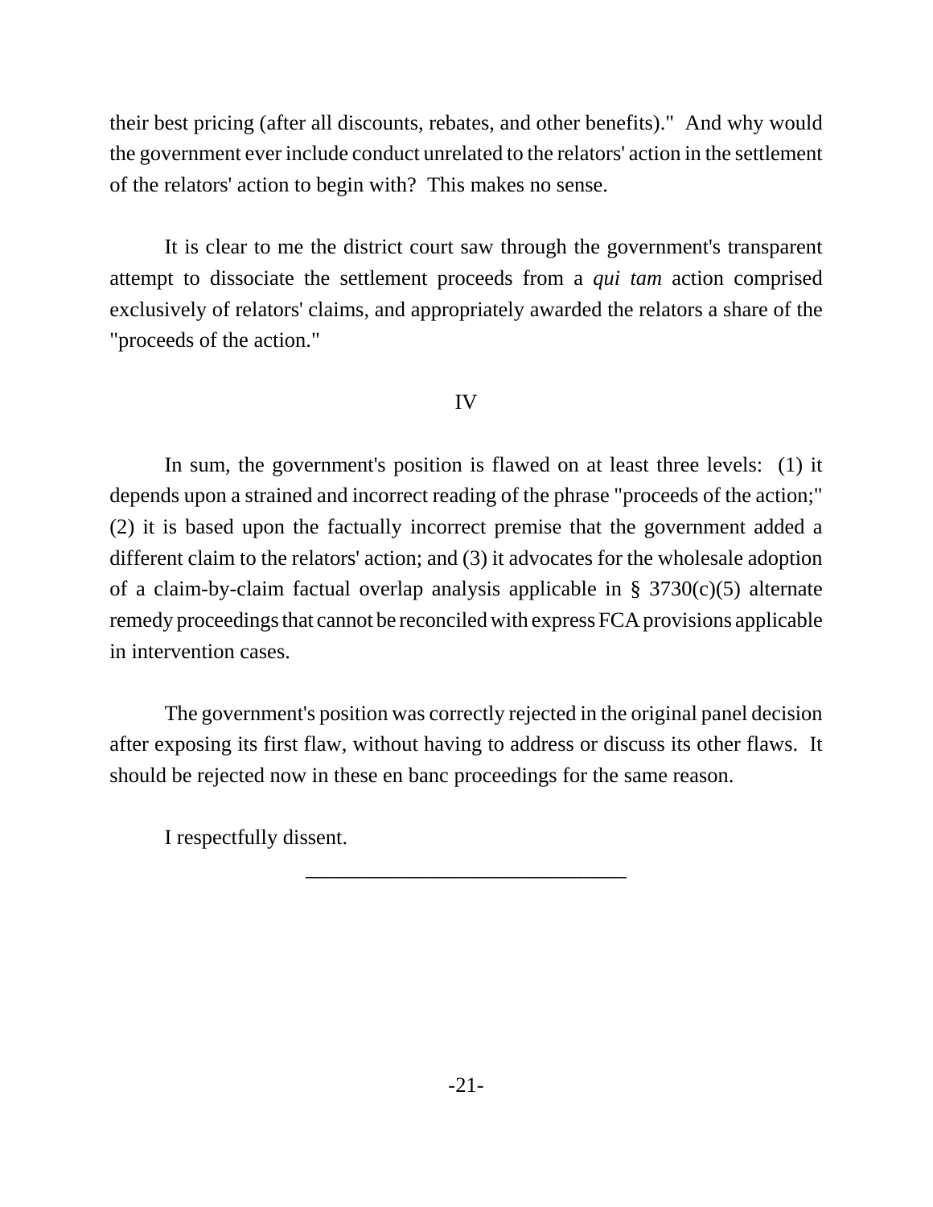their best pricing (after all discounts, rebates, and other benefits)." And why would the government ever include conduct unrelated to the relators' action in the settlement of the relators' action to begin with? This makes no sense.

It is clear to me the district court saw through the government's transparent attempt to dissociate the settlement proceeds from a *qui tam* action comprised exclusively of relators' claims, and appropriately awarded the relators a share of the "proceeds of the action."

## IV

In sum, the government's position is flawed on at least three levels: (1) it depends upon a strained and incorrect reading of the phrase "proceeds of the action;" (2) it is based upon the factually incorrect premise that the government added a different claim to the relators' action; and (3) it advocates for the wholesale adoption of a claim-by-claim factual overlap analysis applicable in § 3730(c)(5) alternate remedy proceedings that cannot be reconciled with express FCA provisions applicable in intervention cases.

The government's position was correctly rejected in the original panel decision after exposing its first flaw, without having to address or discuss its other flaws. It should be rejected now in these en banc proceedings for the same reason.

I respectfully dissent.

______________________________